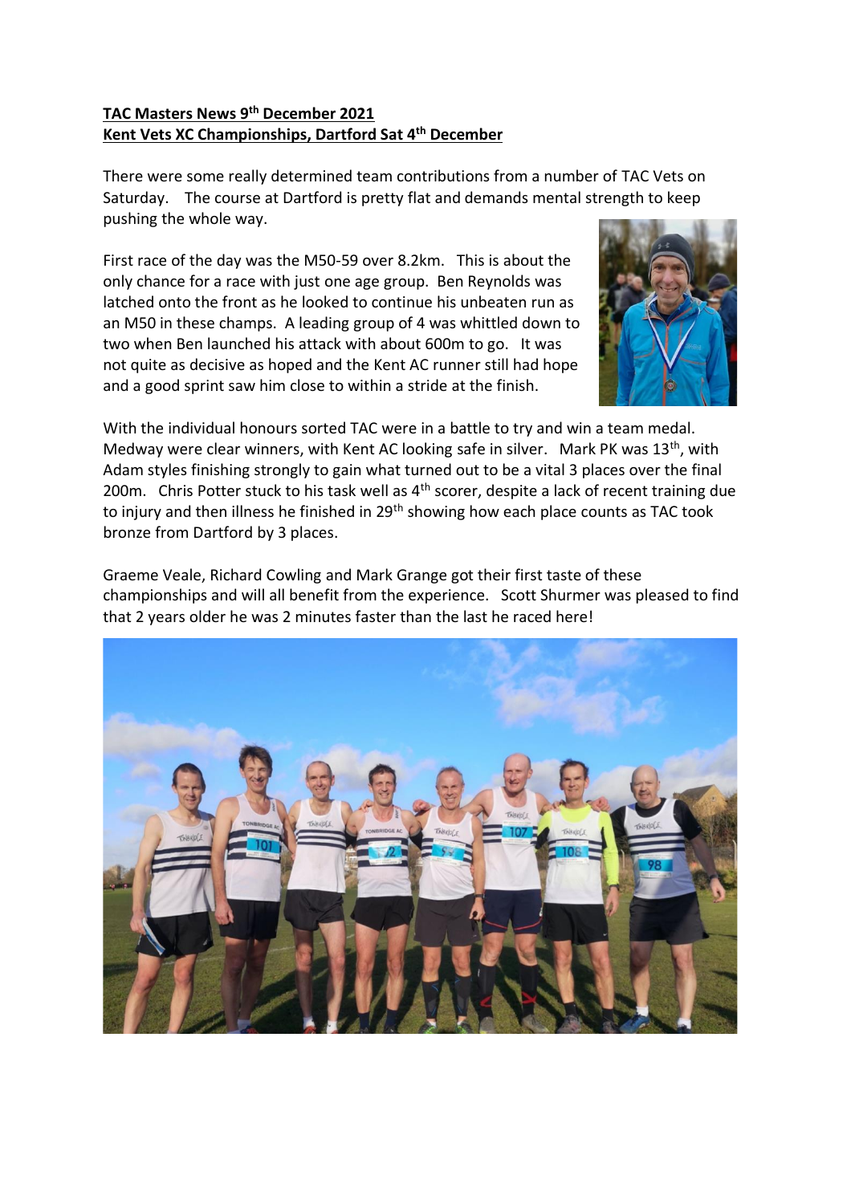**TAC Masters News 9th December 2021**
**Kent Vets XC Championships, Dartford Sat 4th December**

There were some really determined team contributions from a number of TAC Vets on Saturday. The course at Dartford is pretty flat and demands mental strength to keep pushing the whole way.

First race of the day was the M50-59 over 8.2km. This is about the only chance for a race with just one age group. Ben Reynolds was latched onto the front as he looked to continue his unbeaten run as an M50 in these champs. A leading group of 4 was whittled down to two when Ben launched his attack with about 600m to go. It was not quite as decisive as hoped and the Kent AC runner still had hope and a good sprint saw him close to within a stride at the finish.

With the individual honours sorted TAC were in a battle to try and win a team medal. Medway were clear winners, with Kent AC looking safe in silver. Mark PK was 13th, with Adam styles finishing strongly to gain what turned out to be a vital 3 places over the final 200m. Chris Potter stuck to his task well as 4th scorer, despite a lack of recent training due to injury and then illness he finished in 29th showing how each place counts as TAC took bronze from Dartford by 3 places.

Graeme Veale, Richard Cowling and Mark Grange got their first taste of these championships and will all benefit from the experience. Scott Shurmer was pleased to find that 2 years older he was 2 minutes faster than the last he raced here!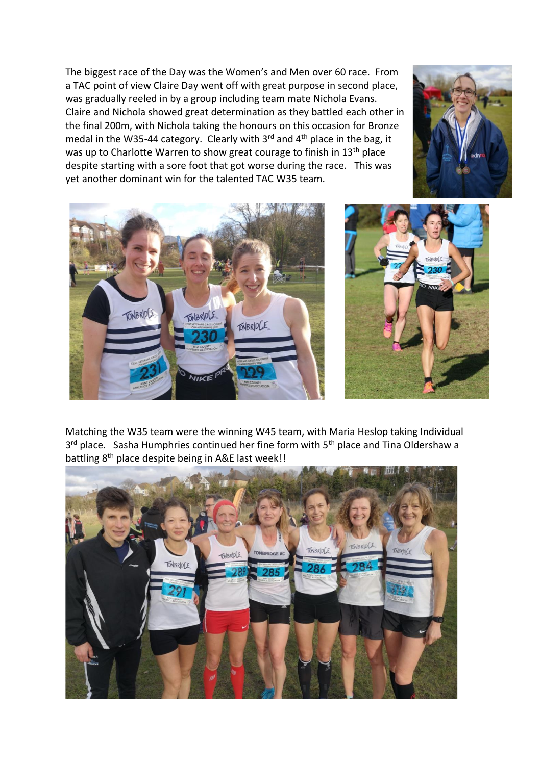The biggest race of the Day was the Women's and Men over 60 race. From a TAC point of view Claire Day went off with great purpose in second place, was gradually reeled in by a group including team mate Nichola Evans. Claire and Nichola showed great determination as they battled each other in the final 200m, with Nichola taking the honours on this occasion for Bronze medal in the W35-44 category. Clearly with 3rd and 4th place in the bag, it was up to Charlotte Warren to show great courage to finish in 13th place despite starting with a sore foot that got worse during the race. This was yet another dominant win for the talented TAC W35 team.

Matching the W35 team were the winning W45 team, with Maria Heslop taking Individual 3rd place. Sasha Humphries continued her fine form with 5th place and Tina Oldershaw a battling 8th place despite being in A&E last week!!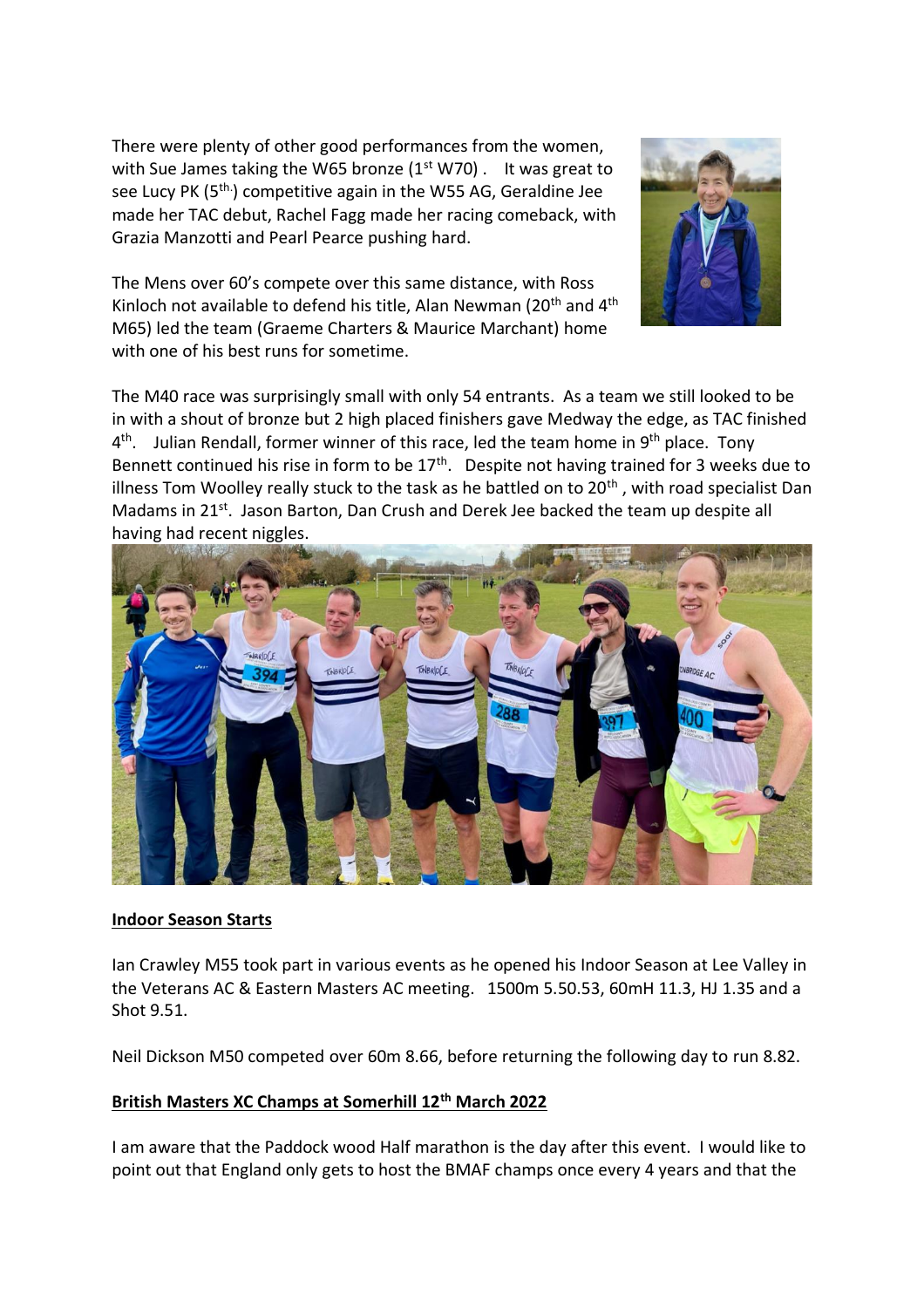There were plenty of other good performances from the women, with Sue James taking the W65 bronze (1st W70) .   It was great to see Lucy PK (5th.) competitive again in the W55 AG, Geraldine Jee made her TAC debut, Rachel Fagg made her racing comeback, with Grazia Manzotti and Pearl Pearce pushing hard.

The Mens over 60's compete over this same distance, with Ross Kinloch not available to defend his title, Alan Newman (20th and 4th M65) led the team (Graeme Charters & Maurice Marchant) home with one of his best runs for sometime.

The M40 race was surprisingly small with only 54 entrants. As a team we still looked to be in with a shout of bronze but 2 high placed finishers gave Medway the edge, as TAC finished 4th.   Julian Rendall, former winner of this race, led the team home in 9th place. Tony Bennett continued his rise in form to be 17th.   Despite not having trained for 3 weeks due to illness Tom Woolley really stuck to the task as he battled on to 20th , with road specialist Dan Madams in 21st.  Jason Barton, Dan Crush and Derek Jee backed the team up despite all having had recent niggles.

**Indoor Season Starts**

Ian Crawley M55 took part in various events as he opened his Indoor Season at Lee Valley in the Veterans AC & Eastern Masters AC meeting.   1500m 5.50.53, 60mH 11.3, HJ 1.35 and a Shot 9.51.

Neil Dickson M50 competed over 60m 8.66, before returning the following day to run 8.82.

**British Masters XC Champs at Somerhill 12th March 2022**

I am aware that the Paddock wood Half marathon is the day after this event.  I would like to point out that England only gets to host the BMAF champs once every 4 years and that the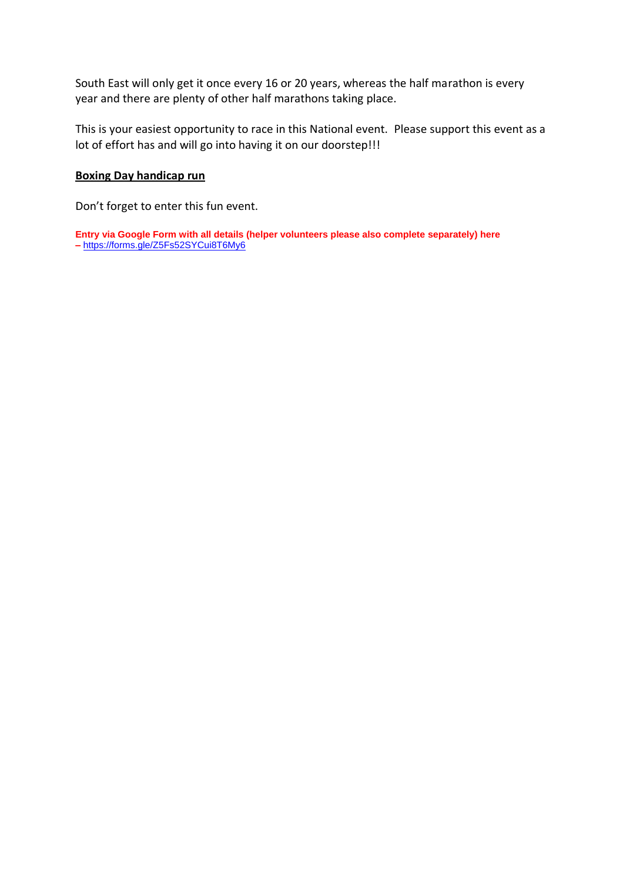South East will only get it once every 16 or 20 years, whereas the half marathon is every year and there are plenty of other half marathons taking place.

This is your easiest opportunity to race in this National event. Please support this event as a lot of effort has and will go into having it on our doorstep!!!

## Boxing Day handicap run

Don't forget to enter this fun event.

**Entry via Google Form with all details (helper volunteers please also complete separately) here – [https://forms.gle/Z5Fs52SYCui8T6My6](https://forms.gle/Z5Fs52SYCui8T6My6)**